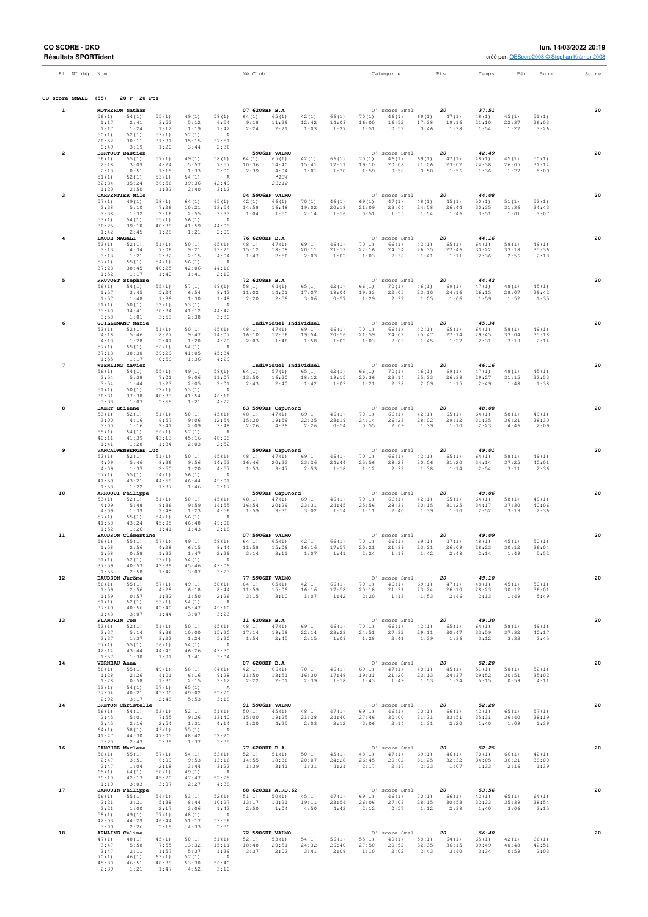**CO SCORE - DKO**
**Résultats SPORTident**

lun. 14/03/2022 20:19
créé par: OEScore2003 © Stephan Krämer 2008

Pl N° dép. Nom | Né Club | Catégorie | Pts | Temps | Pén | Suppl. | Score

## CO score SMALL (55) 20 P 20 Pts

**1** **MOTHERON Nathan** — 07 6208HF B.A — O' score Smal — Pts 20 — Temps 37:51 — Score 20

| 56(1) | 54(1) | 55(1) | 49(1) | 58(1) | 64(1) | 65(1) | 42(1) | 66(1) | 70(1) | 46(1) | 69(1) | 47(1) | 48(1) | 45(1) | 51(1) |
|---|---|---|---|---|---|---|---|---|---|---|---|---|---|---|---|
| 1:17 | 2:41 | 3:53 | 5:12 | 6:54 | 9:18 | 11:39 | 12:42 | 14:09 | 16:00 | 16:52 | 17:38 | 19:16 | 21:10 | 22:37 | 26:03 |
| 1:17 | 1:24 | 1:12 | 1:19 | 1:42 | 2:24 | 2:21 | 1:03 | 1:27 | 1:51 | 0:52 | 0:46 | 1:38 | 1:54 | 1:27 | 3:26 |
| 50(1) | 52(1) | 53(1) | 57(1) | A | | | | | | | | | | | |
| 26:52 | 30:11 | 31:31 | 35:15 | 37:51 | | | | | | | | | | | |
| 0:49 | 3:19 | 1:20 | 3:44 | 2:36 | | | | | | | | | | | |

**2** **BERTOUT Bastien** — 5906HF VALMO — O' score Smal — Pts 20 — Temps 42:49 — Score 20

| 56(1) | 55(1) | 57(1) | 49(1) | 58(1) | 64(1) | 65(1) | 42(1) | 66(1) | 70(1) | 46(1) | 69(1) | 47(1) | 48(1) | 45(1) | 50(1) |
|---|---|---|---|---|---|---|---|---|---|---|---|---|---|---|---|
| 2:18 | 3:09 | 4:24 | 5:57 | 7:57 | 10:36 | 14:40 | 15:41 | 17:11 | 19:10 | 20:08 | 21:06 | 23:02 | 24:38 | 26:05 | 31:14 |
| 2:18 | 0:51 | 1:15 | 1:33 | 2:00 | 2:39 | 4:04 | 1:01 | 1:30 | 1:59 | 0:58 | 0:58 | 1:56 | 1:36 | 1:27 | 5:09 |
| 51(1) | 52(1) | 53(1) | 54(1) | A | | *134 | | | | | | | | | |
| 32:34 | 35:24 | 36:56 | 39:36 | 42:49 | | 23:12 | | | | | | | | | |
| 1:20 | 2:50 | 1:32 | 2:40 | 3:13 | | | | | | | | | | | |

**3** **CARPENTIER Milo** — 04 5906HF VALMO — O' score Smal — Pts 20 — Temps 44:08 — Score 20

| 57(1) | 49(1) | 58(1) | 64(1) | 65(1) | 42(1) | 66(1) | 70(1) | 46(1) | 69(1) | 47(1) | 48(1) | 45(1) | 50(1) | 51(1) | 52(1) |
|---|---|---|---|---|---|---|---|---|---|---|---|---|---|---|---|
| 3:38 | 5:10 | 7:26 | 10:21 | 13:54 | 14:58 | 16:48 | 19:02 | 20:18 | 21:09 | 23:04 | 24:58 | 26:44 | 30:35 | 31:36 | 34:43 |
| 3:38 | 1:32 | 2:16 | 2:55 | 3:33 | 1:04 | 1:50 | 2:14 | 1:16 | 0:51 | 1:55 | 1:54 | 1:46 | 3:51 | 1:01 | 3:07 |
| 53(1) | 54(1) | 55(1) | 56(1) | A | | | | | | | | | | | |
| 36:25 | 39:10 | 40:38 | 41:59 | 44:08 | | | | | | | | | | | |
| 1:42 | 2:45 | 1:28 | 1:21 | 2:09 | | | | | | | | | | | |

**4** **LAUDE MAGALI** — 76 6208HF B.A — O' score Smal — Pts 20 — Temps 44:16 — Score 20

| 53(1) | 52(1) | 51(1) | 50(1) | 45(1) | 48(1) | 47(1) | 69(1) | 46(1) | 70(1) | 66(1) | 42(1) | 65(1) | 64(1) | 58(1) | 49(1) |
|---|---|---|---|---|---|---|---|---|---|---|---|---|---|---|---|
| 3:13 | 4:34 | 7:06 | 9:21 | 13:25 | 15:12 | 18:08 | 20:11 | 21:13 | 22:16 | 24:54 | 26:35 | 27:46 | 30:22 | 33:18 | 35:36 |
| 3:13 | 1:21 | 2:32 | 2:15 | 4:04 | 1:47 | 2:56 | 2:03 | 1:02 | 1:03 | 2:38 | 1:41 | 1:11 | 2:36 | 2:56 | 2:18 |
| 57(1) | 55(1) | 54(1) | 56(1) | A | | | | | | | | | | | |
| 37:28 | 38:45 | 40:25 | 42:06 | 44:16 | | | | | | | | | | | |
| 1:52 | 1:17 | 1:40 | 1:41 | 2:10 | | | | | | | | | | | |

**5** **PRUVOST Stephane** — 72 6208HF B.A — O' score Smal — Pts 20 — Temps 44:42 — Score 20

| 56(1) | 54(1) | 55(1) | 57(1) | 49(1) | 58(1) | 64(1) | 65(1) | 42(1) | 66(1) | 70(1) | 46(1) | 69(1) | 47(1) | 48(1) | 45(1) |
|---|---|---|---|---|---|---|---|---|---|---|---|---|---|---|---|
| 1:57 | 3:45 | 5:24 | 6:54 | 8:42 | 11:02 | 14:01 | 17:07 | 18:04 | 19:33 | 22:05 | 23:10 | 24:16 | 26:15 | 28:07 | 29:42 |
| 1:57 | 1:48 | 1:39 | 1:30 | 1:48 | 2:20 | 2:59 | 3:06 | 0:57 | 1:29 | 2:32 | 1:05 | 1:06 | 1:59 | 1:52 | 1:35 |
| 51(1) | 50(1) | 52(1) | 53(1) | A | | | | | | | | | | | |
| 33:40 | 34:41 | 38:34 | 41:12 | 44:42 | | | | | | | | | | | |
| 3:58 | 1:01 | 3:53 | 2:38 | 3:30 | | | | | | | | | | | |

**6** **GUILLEMANT Marie** — Individuel Individuel — O' score Smal — Pts 20 — Temps 45:34 — Score 20

| 53(1) | 52(1) | 51(1) | 50(1) | 45(1) | 48(1) | 47(1) | 69(1) | 46(1) | 70(1) | 66(1) | 42(1) | 65(1) | 64(1) | 58(1) | 49(1) |
|---|---|---|---|---|---|---|---|---|---|---|---|---|---|---|---|
| 4:18 | 5:46 | 8:27 | 9:47 | 14:07 | 16:10 | 17:56 | 19:54 | 20:56 | 21:59 | 24:02 | 25:47 | 27:14 | 29:45 | 33:04 | 35:18 |
| 4:18 | 1:28 | 2:41 | 1:20 | 4:20 | 2:03 | 1:46 | 1:58 | 1:02 | 1:03 | 2:03 | 1:45 | 1:27 | 2:31 | 3:19 | 2:14 |
| 57(1) | 55(1) | 56(1) | 54(1) | A | | | | | | | | | | | |
| 37:13 | 38:30 | 39:29 | 41:05 | 45:34 | | | | | | | | | | | |
| 1:55 | 1:17 | 0:59 | 1:36 | 4:29 | | | | | | | | | | | |

**7** **WIENLING Xavier** — Individuel Individuel — O' score Smal — Pts 20 — Temps 46:16 — Score 20

| 56(1) | 54(1) | 55(1) | 49(1) | 58(1) | 64(1) | 57(1) | 65(1) | 42(1) | 66(1) | 70(1) | 46(1) | 69(1) | 47(1) | 48(1) | 45(1) |
|---|---|---|---|---|---|---|---|---|---|---|---|---|---|---|---|
| 3:54 | 5:38 | 7:01 | 9:06 | 11:07 | 13:50 | 16:30 | 18:12 | 19:15 | 20:36 | 23:14 | 25:23 | 26:38 | 29:27 | 31:15 | 32:53 |
| 3:54 | 1:44 | 1:23 | 2:05 | 2:01 | 2:43 | 2:40 | 1:42 | 1:03 | 1:21 | 2:38 | 2:09 | 1:15 | 2:49 | 1:48 | 1:38 |
| 51(1) | 50(1) | 52(1) | 53(1) | A | | | | | | | | | | | |
| 36:31 | 37:38 | 40:33 | 41:54 | 46:16 | | | | | | | | | | | |
| 3:38 | 1:07 | 2:55 | 1:21 | 4:22 | | | | | | | | | | | |

**8** **BAERT Etienne** — 63 5909HF CapOnord — O' score Smal — Pts 20 — Temps 48:08 — Score 20

| 53(1) | 52(1) | 51(1) | 50(1) | 45(1) | 48(1) | 47(1) | 69(1) | 46(1) | 70(1) | 66(1) | 42(1) | 65(1) | 64(1) | 58(1) | 49(1) |
|---|---|---|---|---|---|---|---|---|---|---|---|---|---|---|---|
| 3:00 | 4:16 | 6:57 | 9:06 | 12:54 | 15:20 | 19:59 | 22:25 | 23:19 | 24:14 | 26:23 | 28:02 | 29:12 | 31:35 | 36:21 | 38:30 |
| 3:00 | 1:16 | 2:41 | 2:09 | 3:48 | 2:26 | 4:39 | 2:26 | 0:54 | 0:55 | 2:09 | 1:39 | 1:10 | 2:23 | 4:46 | 2:09 |
| 55(1) | 54(1) | 56(1) | 57(1) | A | | | | | | | | | | | |
| 40:11 | 41:39 | 43:13 | 45:16 | 48:08 | | | | | | | | | | | |
| 1:41 | 1:28 | 1:34 | 2:03 | 2:52 | | | | | | | | | | | |

**9** **VANCAUWENBERGHE Luc** — 5909HF CapOnord — O' score Smal — Pts 20 — Temps 49:01 — Score 20

| 53(1) | 52(1) | 51(1) | 50(1) | 45(1) | 48(1) | 47(1) | 69(1) | 46(1) | 70(1) | 66(1) | 42(1) | 65(1) | 64(1) | 58(1) | 49(1) |
|---|---|---|---|---|---|---|---|---|---|---|---|---|---|---|---|
| 4:09 | 5:46 | 8:36 | 9:56 | 14:53 | 16:46 | 20:33 | 23:26 | 24:44 | 25:56 | 28:28 | 30:06 | 31:20 | 34:14 | 37:25 | 40:01 |
| 4:09 | 1:37 | 2:50 | 1:20 | 4:57 | 1:53 | 3:47 | 2:53 | 1:18 | 1:12 | 2:32 | 1:38 | 1:14 | 2:54 | 3:11 | 2:36 |
| 57(1) | 55(1) | 54(1) | 56(1) | A | | | | | | | | | | | |
| 41:59 | 43:21 | 44:58 | 46:44 | 49:01 | | | | | | | | | | | |
| 1:58 | 1:22 | 1:37 | 1:46 | 2:17 | | | | | | | | | | | |

**10** **ARROQUI Philippe** — 5909HF CapOnord — O' score Smal — Pts 20 — Temps 49:06 — Score 20

| 53(1) | 52(1) | 51(1) | 50(1) | 45(1) | 48(1) | 47(1) | 69(1) | 46(1) | 70(1) | 66(1) | 42(1) | 65(1) | 64(1) | 58(1) | 49(1) |
|---|---|---|---|---|---|---|---|---|---|---|---|---|---|---|---|
| 4:09 | 5:48 | 8:36 | 9:59 | 14:55 | 16:54 | 20:29 | 23:31 | 24:45 | 25:56 | 28:36 | 30:15 | 31:25 | 34:17 | 37:30 | 40:06 |
| 4:09 | 1:39 | 2:48 | 1:23 | 4:56 | 1:59 | 3:35 | 3:02 | 1:14 | 1:11 | 2:40 | 1:39 | 1:10 | 2:52 | 3:13 | 2:36 |
| 57(1) | 55(1) | 54(1) | 56(1) | A | | | | | | | | | | | |
| 41:58 | 43:24 | 45:05 | 46:48 | 49:06 | | | | | | | | | | | |
| 1:52 | 1:26 | 1:41 | 1:43 | 2:18 | | | | | | | | | | | |

**11** **BAUDSON Clémentine** — 07 5906HF VALMO — O' score Smal — Pts 20 — Temps 49:09 — Score 20

| 56(1) | 55(1) | 57(1) | 49(1) | 58(1) | 64(1) | 65(1) | 42(1) | 66(1) | 70(1) | 46(1) | 69(1) | 47(1) | 48(1) | 45(1) | 50(1) |
|---|---|---|---|---|---|---|---|---|---|---|---|---|---|---|---|
| 1:58 | 2:56 | 4:28 | 6:15 | 8:44 | 11:58 | 15:09 | 16:16 | 17:57 | 20:21 | 21:39 | 23:21 | 26:09 | 28:23 | 30:12 | 36:04 |
| 1:58 | 0:58 | 1:32 | 1:47 | 2:29 | 3:14 | 3:11 | 1:07 | 1:41 | 2:24 | 1:18 | 1:42 | 2:48 | 2:14 | 1:49 | 5:52 |
| 51(1) | 52(1) | 53(1) | 54(1) | A | | | | | | | | | | | |
| 37:59 | 40:57 | 42:39 | 45:46 | 49:09 | | | | | | | | | | | |
| 1:55 | 2:58 | 1:42 | 3:07 | 3:23 | | | | | | | | | | | |

**12** **BAUDSON Jérôme** — 77 5906HF VALMO — O' score Smal — Pts 20 — Temps 49:10 — Score 20

| 56(1) | 55(1) | 57(1) | 49(1) | 58(1) | 64(1) | 65(1) | 42(1) | 66(1) | 70(1) | 46(1) | 69(1) | 47(1) | 48(1) | 45(1) | 50(1) |
|---|---|---|---|---|---|---|---|---|---|---|---|---|---|---|---|
| 1:59 | 2:56 | 4:28 | 6:18 | 8:44 | 11:59 | 15:09 | 16:16 | 17:58 | 20:18 | 21:31 | 23:24 | 26:10 | 28:23 | 30:12 | 36:01 |
| 1:59 | 0:57 | 1:32 | 1:50 | 2:26 | 3:15 | 3:10 | 1:07 | 1:42 | 2:20 | 1:13 | 1:53 | 2:46 | 2:13 | 1:49 | 5:49 |
| 51(1) | 52(1) | 53(1) | 54(1) | A | | | | | | | | | | | |
| 37:49 | 40:56 | 42:40 | 45:47 | 49:10 | | | | | | | | | | | |
| 1:48 | 3:07 | 1:44 | 3:07 | 3:23 | | | | | | | | | | | |

**13** **FLANDRIN Tom** — 11 6208HF B.A — O' score Smal — Pts 20 — Temps 49:30 — Score 20

| 53(1) | 52(1) | 51(1) | 50(1) | 45(1) | 48(1) | 47(1) | 69(1) | 46(1) | 70(1) | 66(1) | 42(1) | 65(1) | 64(1) | 58(1) | 49(1) |
|---|---|---|---|---|---|---|---|---|---|---|---|---|---|---|---|
| 3:37 | 5:14 | 8:36 | 10:00 | 15:20 | 17:14 | 19:59 | 22:14 | 23:23 | 24:51 | 27:32 | 29:11 | 30:47 | 33:59 | 37:32 | 40:17 |
| 3:37 | 1:37 | 3:22 | 1:24 | 5:20 | 1:54 | 2:45 | 2:15 | 1:09 | 1:28 | 2:41 | 1:39 | 1:36 | 3:12 | 3:33 | 2:45 |
| 57(1) | 55(1) | 56(1) | 54(1) | A | | | | | | | | | | | |
| 42:14 | 43:44 | 44:45 | 46:26 | 49:30 | | | | | | | | | | | |
| 1:57 | 1:30 | 1:01 | 1:41 | 3:04 | | | | | | | | | | | |

**14** **VERNEAU Anna** — 07 6208HF B.A — O' score Smal — Pts 20 — Temps 52:20 — Score 20

| 56(1) | 55(1) | 49(1) | 58(1) | 64(1) | 42(1) | 66(1) | 70(1) | 46(1) | 69(1) | 47(1) | 48(1) | 45(1) | 51(1) | 50(1) | 52(1) |
|---|---|---|---|---|---|---|---|---|---|---|---|---|---|---|---|
| 1:28 | 2:26 | 4:01 | 6:16 | 9:28 | 11:50 | 13:51 | 16:30 | 17:48 | 19:31 | 21:20 | 23:13 | 24:37 | 29:52 | 30:51 | 35:02 |
| 1:28 | 0:58 | 1:35 | 2:15 | 3:12 | 2:22 | 2:01 | 2:39 | 1:18 | 1:43 | 1:49 | 1:53 | 1:24 | 5:15 | 0:59 | 4:11 |
| 53(1) | 54(1) | 57(1) | 65(1) | A | | | | | | | | | | | |
| 37:04 | 40:21 | 43:09 | 49:02 | 52:20 | | | | | | | | | | | |
| 2:02 | 3:17 | 2:48 | 5:53 | 3:18 | | | | | | | | | | | |

**14** **BRETON Christelle** — 91 5906HF VALMO — O' score Smal — Pts 20 — Temps 52:20 — Score 20

| 56(1) | 54(1) | 53(1) | 52(1) | 51(1) | 50(1) | 45(1) | 48(1) | 47(1) | 69(1) | 46(1) | 70(1) | 66(1) | 42(1) | 65(1) | 57(1) |
|---|---|---|---|---|---|---|---|---|---|---|---|---|---|---|---|
| 2:45 | 5:01 | 7:55 | 9:26 | 13:40 | 15:00 | 19:25 | 21:28 | 24:40 | 27:46 | 30:00 | 31:31 | 33:51 | 35:31 | 36:40 | 38:19 |
| 2:45 | 2:16 | 2:54 | 1:31 | 4:14 | 1:20 | 4:25 | 2:03 | 3:12 | 3:06 | 2:14 | 1:31 | 2:20 | 1:40 | 1:09 | 1:39 |
| 64(1) | 58(1) | 49(1) | 55(1) | A | | | | | | | | | | | |
| 41:47 | 44:30 | 47:05 | 48:42 | 52:20 | | | | | | | | | | | |
| 3:28 | 2:43 | 2:35 | 1:37 | 3:38 | | | | | | | | | | | |

**16** **SANCHEZ Marlene** — 77 6208HF B.A — O' score Smal — Pts 20 — Temps 52:25 — Score 20

| 56(1) | 55(1) | 57(1) | 54(1) | 53(1) | 52(1) | 51(1) | 50(1) | 45(1) | 48(1) | 47(1) | 69(1) | 46(1) | 70(1) | 66(1) | 42(1) |
|---|---|---|---|---|---|---|---|---|---|---|---|---|---|---|---|
| 2:47 | 3:51 | 6:09 | 9:53 | 13:16 | 14:55 | 18:36 | 20:07 | 24:28 | 26:45 | 29:02 | 31:25 | 32:32 | 34:05 | 36:21 | 38:00 |
| 2:47 | 1:04 | 2:18 | 3:44 | 3:23 | 1:39 | 3:41 | 1:31 | 4:21 | 2:17 | 2:17 | 2:23 | 1:07 | 1:33 | 2:16 | 1:39 |
| 65(1) | 64(1) | 58(1) | 49(1) | A | | | | | | | | | | | |
| 39:10 | 42:13 | 45:20 | 47:47 | 52:25 | | | | | | | | | | | |
| 1:10 | 3:03 | 3:07 | 2:27 | 4:38 | | | | | | | | | | | |

**17** **JANQUIN Philippe** — 68 6203HF A.RO.62 — O' score Smal — Pts 20 — Temps 53:56 — Score 20

| 56(1) | 55(1) | 54(1) | 53(1) | 52(1) | 51(1) | 50(1) | 45(1) | 47(1) | 69(1) | 46(1) | 70(1) | 66(1) | 42(1) | 65(1) | 64(1) |
|---|---|---|---|---|---|---|---|---|---|---|---|---|---|---|---|
| 2:21 | 3:21 | 5:38 | 8:44 | 10:27 | 13:17 | 14:21 | 19:11 | 23:54 | 26:06 | 27:03 | 28:15 | 30:53 | 32:33 | 35:39 | 38:54 |
| 2:21 | 1:00 | 2:17 | 3:06 | 1:43 | 2:50 | 1:04 | 4:50 | 4:43 | 2:12 | 0:57 | 1:12 | 2:38 | 1:40 | 3:06 | 3:15 |
| 58(1) | 49(1) | 57(1) | 48(1) | A | | | | | | | | | | | |
| 42:03 | 44:29 | 46:44 | 51:17 | 53:56 | | | | | | | | | | | |
| 3:09 | 2:26 | 2:15 | 4:33 | 2:39 | | | | | | | | | | | |

**18** **ARMAING Céline** — 72 5906HF VALMO — O' score Smal — Pts 20 — Temps 56:40 — Score 20

| 47(1) | 48(1) | 45(1) | 50(1) | 51(1) | 52(1) | 53(1) | 54(1) | 56(1) | 55(1) | 49(1) | 58(1) | 64(1) | 65(1) | 42(1) | 66(1) |
|---|---|---|---|---|---|---|---|---|---|---|---|---|---|---|---|
| 3:47 | 5:58 | 7:55 | 13:32 | 15:11 | 18:48 | 20:51 | 24:32 | 26:40 | 27:50 | 29:52 | 32:35 | 36:15 | 39:49 | 40:48 | 42:51 |
| 3:47 | 2:11 | 1:57 | 5:37 | 1:39 | 3:37 | 2:03 | 3:41 | 2:08 | 1:10 | 2:02 | 2:43 | 3:40 | 3:34 | 0:59 | 2:03 |
| 70(1) | 46(1) | 69(1) | 57(1) | A | | | | | | | | | | | |
| 45:30 | 46:51 | 48:38 | 53:30 | 56:40 | | | | | | | | | | | |
| 2:39 | 1:21 | 1:47 | 4:52 | 3:10 | | | | | | | | | | | |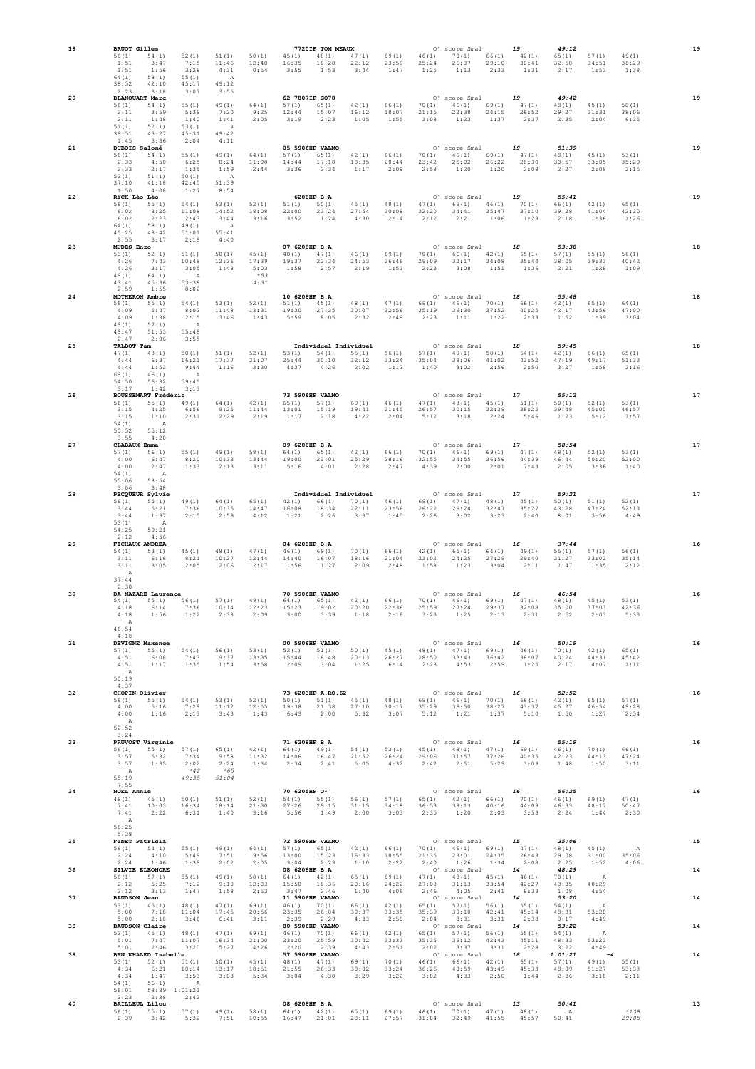```
19   BRUOT Gilles                             7720IF TOM MEAUX              O' score Smal      19       49:12                    19
     56(1)   54(1)   52(1)   51(1)   50(1)    45(1)   48(1)   47(1)   69(1)   46(1)   70(1)   66(1)   42(1)   65(1)   57(1)   49(1)
     1:51    3:47    7:15   11:46   12:40    16:35   18:28   22:12   23:59   25:24   26:37   29:10   30:41   32:58   34:51   36:29
     1:51    1:56    3:28    4:31    0:54     3:55    1:53    3:44    1:47    1:25    1:13    2:33    1:31    2:17    1:53    1:38
     64(1)   58(1)   55(1)     A
    38:52   42:10   45:17   49:12
     2:23    3:18    3:07    3:55

20   BLANQUART Marc                           62 7807IF GO78                O' score Smal      19       49:42                    19
     56(1)   54(1)   55(1)   49(1)   64(1)    57(1)   65(1)   42(1)   66(1)   70(1)   46(1)   69(1)   47(1)   48(1)   45(1)   50(1)
     2:11    3:59    5:39    7:20    9:25    12:44   15:07   16:12   18:07   21:15   22:38   24:15   26:52   29:27   31:31   38:06
     2:11    1:48    1:40    1:41    2:05     3:19    2:23    1:05    1:55    3:08    1:23    1:37    2:37    2:35    2:04    6:35
     51(1)   52(1)   53(1)     A
    39:51   43:27   45:31   49:42
     1:45    3:36    2:04    4:11

21   DUBOIS Salomé                            05 5906HF VALMO               O' score Smal      19       51:39                    19
     56(1)   54(1)   55(1)   49(1)   64(1)    57(1)   65(1)   42(1)   66(1)   70(1)   46(1)   69(1)   47(1)   48(1)   45(1)   53(1)
     2:33    4:50    6:25    8:24   11:08    14:44   17:18   18:35   20:44   23:42   25:02   26:22   28:30   30:57   33:05   35:20
     2:33    2:17    1:35    1:59    2:44     3:36    2:34    1:17    2:09    2:58    1:20    1:20    2:08    2:27    2:08    2:15
     52(1)   51(1)   50(1)     A
    37:10   41:18   42:45   51:39
     1:50    4:08    1:27    8:54

22   RYCK Léo Léo                             6208HF B.A                    O' score Smal      19       55:41                    19
     56(1)   55(1)   54(1)   53(1)   52(1)    51(1)   50(1)   45(1)   48(1)   47(1)   69(1)   46(1)   70(1)   66(1)   42(1)   65(1)
     6:02    8:25   11:08   14:52   18:08    22:00   23:24   27:54   30:08   32:20   34:41   35:47   37:10   39:28   41:04   42:30
     6:02    2:23    2:43    3:44    3:16     3:52    1:24    4:30    2:14    2:12    2:21    1:06    1:23    2:18    1:36    1:26
     64(1)   58(1)   49(1)     A
    45:25   48:42   51:01   55:41
     2:55    3:17    2:19    4:40

23   MUDES Enzo                               07 6208HF B.A                 O' score Smal      18       53:38                    18
     53(1)   52(1)   51(1)   50(1)   45(1)    48(1)   47(1)   46(1)   69(1)   70(1)   66(1)   42(1)   65(1)   57(1)   55(1)   56(1)
     4:26    7:43   10:48   12:36   17:39    19:37   22:34   24:53   26:46   29:09   32:17   34:08   35:44   38:05   39:33   40:42
     4:26    3:17    3:05    1:48    5:03     1:58    2:57    2:19    1:53    2:23    3:08    1:51    1:36    2:21    1:28    1:09
     49(1)   64(1)     A               *53
    43:41   45:36   53:38              4:31
     2:59    1:55    8:02

24   MOTHERON Ambre                           10 6208HF B.A                 O' score Smal      18       55:48                    18
     56(1)   55(1)   54(1)   53(1)   52(1)    51(1)   45(1)   48(1)   47(1)   69(1)   46(1)   70(1)   66(1)   42(1)   65(1)   64(1)
     4:09    5:47    8:02   11:48   13:31    19:30   27:35   30:07   32:56   35:19   36:30   37:52   40:25   42:17   43:56   47:00
     4:09    1:38    2:15    3:46    1:43     5:59    8:05    2:32    2:49    2:23    1:11    1:22    2:33    1:52    1:39    3:04
     49(1)   57(1)     A
    49:47   51:53   55:48
     2:47    2:06    3:55

25   TALBOT Tam                               Individuel Individuel         O' score Smal      18       59:45                    18
     47(1)   48(1)   50(1)   51(1)   52(1)    53(1)   54(1)   55(1)   56(1)   57(1)   49(1)   58(1)   64(1)   42(1)   66(1)   65(1)
     4:44    6:37   16:21   17:37   21:07    25:44   30:10   32:12   33:24   35:04   38:06   41:02   43:52   47:19   49:17   51:33
     4:44    1:53    9:44    1:16    3:30     4:37    4:26    2:02    1:12    1:40    3:02    2:56    2:50    3:27    1:58    2:16
     69(1)   46(1)     A
    54:50   56:32   59:45
     3:17    1:42    3:13

26   BOUSSEMART Frédéric                      73 5906HF VALMO               O' score Smal      17       55:12                    17
     56(1)   55(1)   49(1)   64(1)   42(1)    65(1)   57(1)   69(1)   46(1)   47(1)   48(1)   45(1)   51(1)   50(1)   52(1)   53(1)
     3:15    4:25    6:56    9:25   11:44    13:01   15:19   19:41   21:45   26:57   30:15   32:39   38:25   39:48   45:00   46:57
     3:15    1:10    2:31    2:29    2:19     1:17    2:18    4:22    2:04    5:12    3:18    2:24    5:46    1:23    5:12    1:57
     54(1)     A
    50:52   55:12
     3:55    4:20

27   CLABAUX Emma                             09 6208HF B.A                 O' score Smal      17       58:54                    17
     57(1)   56(1)   55(1)   49(1)   58(1)    64(1)   65(1)   42(1)   66(1)   70(1)   46(1)   69(1)   47(1)   48(1)   52(1)   53(1)
     4:00    6:47    8:20   10:33   13:44    19:00   23:01   25:29   28:16   32:55   34:55   36:56   44:39   46:44   50:20   52:00
     4:00    2:47    1:33    2:13    3:11     5:16    4:01    2:28    2:47    4:39    2:00    2:01    7:43    2:05    3:36    1:40
     54(1)     A
    55:06   58:54
     3:06    3:48

28   PECQUEUR Sylvie                          Individuel Individuel         O' score Smal      17       59:21                    17
     56(1)   55(1)   49(1)   64(1)   65(1)    42(1)   66(1)   70(1)   46(1)   69(1)   47(1)   48(1)   45(1)   50(1)   51(1)   52(1)
     3:44    5:21    7:36   10:35   14:47    16:08   18:34   22:11   23:56   26:22   29:24   32:47   35:27   43:28   47:24   52:13
     3:44    1:37    2:15    2:59    4:12     1:21    2:26    3:37    1:45    2:26    3:02    3:23    2:40    8:01    3:56    4:49
     53(1)     A
    54:25   59:21
     2:12    4:56

29   FICHAUX ANDREA                           04 6208HF B.A                 O' score Smal      16       37:44                    16
     54(1)   53(1)   45(1)   48(1)   47(1)    46(1)   69(1)   70(1)   66(1)   42(1)   65(1)   64(1)   49(1)   55(1)   57(1)   56(1)
     3:11    6:16    8:21   10:27   12:44    14:40   16:07   18:16   21:04   23:02   24:25   27:29   29:40   31:27   33:02   35:14
     3:11    3:05    2:05    2:06    2:17     1:56    1:27    2:09    2:48    1:58    1:23    3:04    2:11    1:47    1:35    2:12
       A
    37:44
     2:30

30   DA NAZARE Laurence                       70 5906HF VALMO               O' score Smal      16       46:54                    16
     54(1)   55(1)   56(1)   57(1)   49(1)    64(1)   65(1)   42(1)   66(1)   70(1)   46(1)   69(1)   47(1)   48(1)   45(1)   53(1)
     4:18    6:14    7:36   10:14   12:23    15:23   19:02   20:20   22:36   25:59   27:24   29:37   32:08   35:00   37:03   42:36
     4:18    1:56    1:22    2:38    2:09     3:00    3:39    1:18    2:16    3:23    1:25    2:13    2:31    2:52    2:03    5:33
       A
    46:54
     4:18

31   DEVIGNE Maxence                          00 5906HF VALMO               O' score Smal      16       50:19                    16
     57(1)   55(1)   54(1)   56(1)   53(1)    52(1)   51(1)   50(1)   45(1)   48(1)   47(1)   69(1)   46(1)   70(1)   42(1)   65(1)
     4:51    6:08    7:43    9:37   13:35    15:44   18:48   20:13   26:27   28:50   33:43   36:42   38:07   40:24   44:31   45:42
     4:51    1:17    1:35    1:54    3:58     2:09    3:04    1:25    6:14    2:23    4:53    2:59    1:25    2:17    4:07    1:11
       A
    50:19
     4:37

32   CHOPIN Olivier                           73 6203HF A.RO.62             O' score Smal      16       52:52                    16
     56(1)   55(1)   54(1)   53(1)   52(1)    50(1)   51(1)   45(1)   48(1)   69(1)   46(1)   70(1)   66(1)   42(1)   65(1)   57(1)
     4:00    5:16    7:29   11:12   12:55    19:38   21:38   27:10   30:17   35:29   36:50   38:27   43:37   45:27   46:54   49:28
     4:00    1:16    2:13    3:43    1:43     6:43    2:00    5:32    3:07    5:12    1:21    1:37    5:10    1:50    1:27    2:34
       A
    52:52
     3:24

33   PRUVOST Virginie                         71 6208HF B.A                 O' score Smal      16       55:19                    16
     56(1)   55(1)   57(1)   65(1)   42(1)    64(1)   49(1)   54(1)   53(1)   45(1)   48(1)   47(1)   69(1)   46(1)   70(1)   66(1)
     3:57    5:32    7:34    9:58   11:32    14:06   16:47   21:52   26:24   29:06   31:57   37:26   40:35   42:23   44:13   47:24
     3:57    1:35    2:02    2:24    1:34     2:34    2:41    5:05    4:32    2:42    2:51    5:29    3:09    1:48    1:50    3:11
       A       *42     *65
    55:19   49:35   51:04
     7:55

34   NOEL Annie                               70 6205HF O'                  O' score Smal      16       56:25                    16
     48(1)   45(1)   50(1)   51(1)   52(1)    54(1)   55(1)   56(1)   57(1)   65(1)   42(1)   66(1)   70(1)   46(1)   69(1)   47(1)
     7:41   10:03   16:34   18:14   21:30    27:26   29:15   31:15   34:18   36:53   38:13   40:16   44:09   46:33   48:17   50:47
     7:41    2:22    6:31    1:40    3:16     5:56    1:49    2:00    3:03    2:35    1:20    2:03    3:53    2:24    1:44    2:30
       A
    56:25
     5:38

35   FINET Patricia                           72 5906HF VALMO               O' score Smal      15       35:06                    15
     56(1)   54(1)   55(1)   49(1)   64(1)    57(1)   65(1)   42(1)   66(1)   70(1)   46(1)   69(1)   47(1)   48(1)   45(1)     A
     2:24    4:10    5:49    7:51    9:56    13:00   15:23   16:33   18:55   21:35   23:01   24:35   26:43   29:08   31:00   35:06
     2:24    1:46    1:39    2:02    2:05     3:04    2:23    1:10    2:22    2:40    1:26    1:34    2:08    2:25    1:52    4:06
36   SILVIE ELEONORE                          08 6208HF B.A                 O' score Smal      14       48:29                    14
     56(1)   57(1)   55(1)   49(1)   58(1)    64(1)   42(1)   65(1)   69(1)   47(1)   48(1)   45(1)   46(1)   70(1)     A
     2:12    5:25    7:12    9:10   12:03    15:50   18:36   20:16   24:22   27:08   31:13   33:54   42:27   43:35   48:29
     2:12    3:13    1:47    1:58    2:53     3:47    2:46    1:40    4:06    2:46    4:05    2:41    8:33    1:08    4:54
37   BAUDSON Jean                             11 5906HF VALMO               O' score Smal      14       53:20                    14
     53(1)   45(1)   48(1)   47(1)   69(1)    46(1)   70(1)   66(1)   42(1)   65(1)   57(1)   56(1)   55(1)   54(1)     A
     5:00    7:18   11:04   17:45   20:56    23:35   26:04   30:37   33:35   35:39   39:10   42:41   45:14   48:31   53:20
     5:00    2:18    3:46    6:41    3:11     2:39    2:29    4:33    2:58    2:04    3:31    3:31    2:33    3:17    4:49
38   BAUDSON Claire                           80 5906HF VALMO               O' score Smal      14       53:22                    14
     53(1)   45(1)   48(1)   47(1)   69(1)    46(1)   70(1)   66(1)   42(1)   65(1)   57(1)   56(1)   55(1)   54(1)     A
     5:01    7:47   11:07   16:34   21:00    23:20   25:59   30:42   33:33   35:35   39:12   42:43   45:11   48:33   53:22
     5:01    2:46    3:20    5:27    4:26     2:20    2:39    4:43    2:51    2:02    3:37    3:31    2:28    3:22    4:49
39   BEN KHALED Isabelle                      57 5906HF VALMO               O' score Smal      18     1:01:21     -4             14
     53(1)   52(1)   51(1)   50(1)   45(1)    48(1)   47(1)   69(1)   70(1)   46(1)   66(1)   42(1)   65(1)   57(1)   49(1)   55(1)
     4:34    6:21   10:14   13:17   18:51    21:55   26:33   30:02   33:24   36:26   40:59   43:49   45:33   48:09   51:27   53:38
     4:34    1:47    3:53    3:03    5:34     3:04    4:38    3:29    3:22    3:02    4:33    2:50    1:44    2:36    3:18    2:11
     54(1)   56(1)     A
    56:01   58:39 1:01:21
     2:23    2:38    2:42
40   BAILLEUL Lilou                           08 6208HF B.A                 O' score Smal      13       50:41                    13
     56(1)   55(1)   57(1)   49(1)   58(1)    64(1)   42(1)   65(1)   69(1)   46(1)   70(1)   47(1)   48(1)     A               *138
     2:39    3:42    5:32    7:51   10:55    16:47   21:01   23:11   27:57   31:04   32:49   41:55   45:57   50:41              29:05
```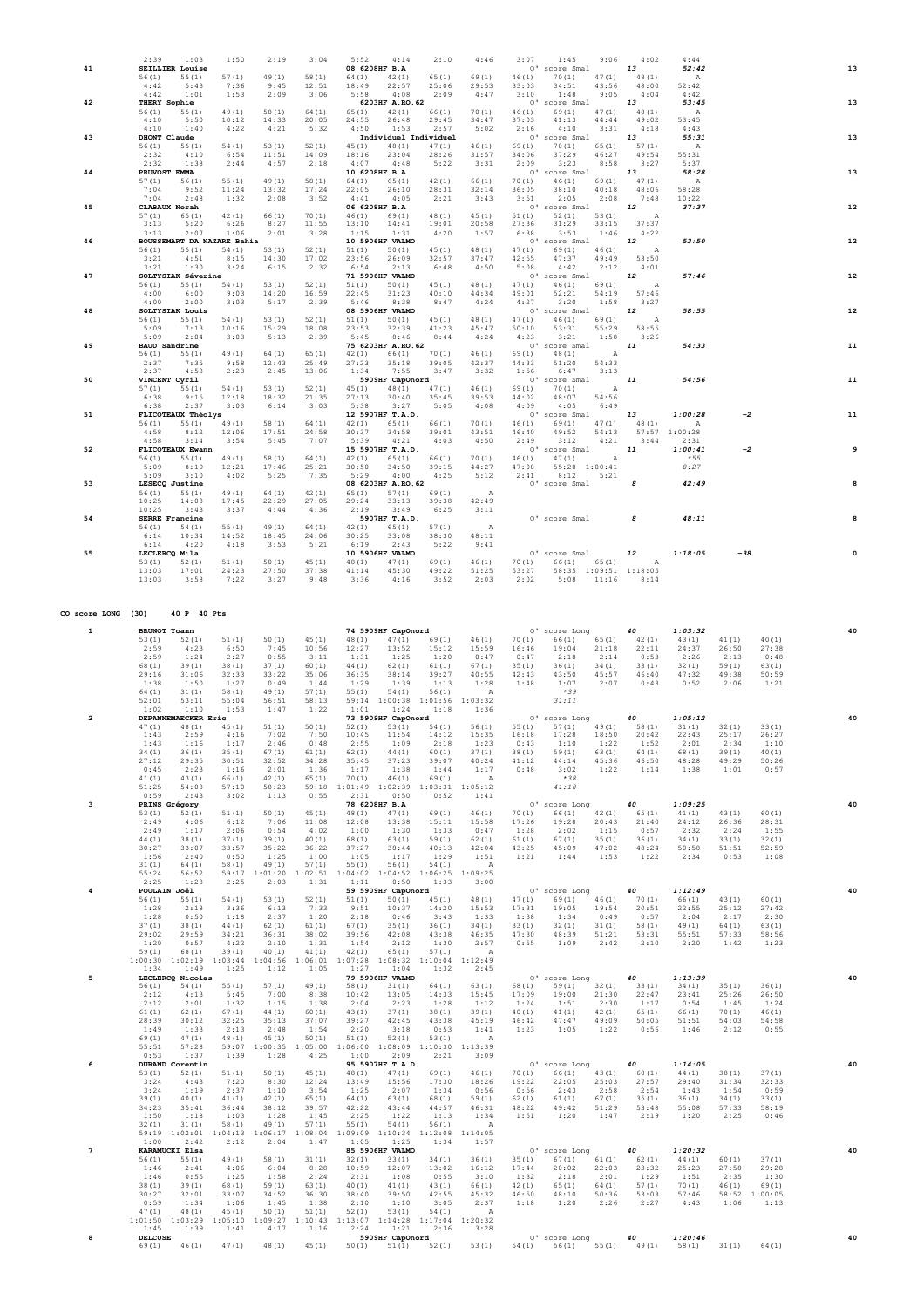```
        2:39    1:03    1:50    2:19    3:04     5:52    4:14    2:10    4:46    3:07    1:45    9:06    4:02    4:44
  41       SEILLIER Louise                        08 6208HF B.A                          O' score Smal       13      52:42                     13
        56(1)   55(1)   57(1)   49(1)   58(1)    64(1)   42(1)   65(1)   69(1)   46(1)   70(1)   47(1)   48(1)      A
        4:42    5:43    7:36    9:45   12:51    18:49   22:57   25:06   29:53   33:03   34:51   43:56   48:00   52:42
        4:42    1:01    1:53    2:09    3:06     5:58    4:08    2:09    4:47    3:10    1:48    9:05    4:04    4:42
  42       THERY Sophie                              6203HF A.RO.62                      O' score Smal       13      53:45                     13
        56(1)   55(1)   49(1)   58(1)   64(1)    65(1)   42(1)   66(1)   70(1)   46(1)   69(1)   47(1)   48(1)      A
        4:10    5:50   10:12   14:33   20:05    24:55   26:48   29:45   34:47   37:03   41:13   44:44   49:02   53:45
        4:10    1:40    4:22    4:21    5:32     4:50    1:53    2:57    5:02    2:16    4:10    3:31    4:18    4:43
  43       DHONT Claude                             Individuel Individuel                O' score Smal       13      55:31                     13
        56(1)   55(1)   54(1)   53(1)   52(1)    45(1)   48(1)   47(1)   46(1)   69(1)   70(1)   65(1)   57(1)      A
        2:32    4:10    6:54   11:51   14:09    18:16   23:04   28:26   31:57   34:06   37:29   46:27   49:54   55:31
        2:32    1:38    2:44    4:57    2:18     4:07    4:48    5:22    3:31    2:09    3:23    8:58    3:27    5:37
  44       PRUVOST EMMA                           10 6208HF B.A                          O' score Smal       13      58:28                     13
        57(1)   56(1)   55(1)   49(1)   58(1)    64(1)   65(1)   42(1)   66(1)   70(1)   46(1)   69(1)   47(1)      A
        7:04    9:52   11:24   13:32   17:24    22:05   26:10   28:31   32:14   36:05   38:10   40:18   48:06   58:28
        7:04    2:48    1:32    2:08    3:52     4:41    4:05    2:21    3:43    3:51    2:05    2:08    7:48   10:22
  45       CLABAUX Norah                          06 6208HF B.A                          O' score Smal       12      37:37                     12
        57(1)   65(1)   42(1)   66(1)   70(1)    46(1)   69(1)   48(1)   45(1)   51(1)   52(1)   53(1)      A
        3:13    5:20    6:26    8:27   11:55    13:10   14:41   19:01   20:58   27:36   31:29   33:15   37:37
        3:13    2:07    1:06    2:01    3:28     1:15    1:31    4:20    1:57    6:38    3:53    1:46    4:22
  46       BOUSSEMART DA NAZARE Bahia             10 5906HF VALMO                        O' score Smal       12      53:50                     12
        56(1)   55(1)   54(1)   53(1)   52(1)    51(1)   50(1)   45(1)   48(1)   47(1)   69(1)   46(1)      A
        3:21    4:51    8:15   14:30   17:02    23:56   26:09   32:57   37:47   42:55   47:37   49:49   53:50
        3:21    1:30    3:24    6:15    2:32     6:54    2:13    6:48    4:50    5:08    4:42    2:12    4:01
  47       SOLTYSIAK Séverine                     71 5906HF VALMO                        O' score Smal       12      57:46                     12
        56(1)   55(1)   54(1)   53(1)   52(1)    51(1)   50(1)   45(1)   48(1)   47(1)   46(1)   69(1)      A
        4:00    6:00    9:03   14:20   16:59    22:45   31:23   40:10   44:34   49:01   52:21   54:19   57:46
        4:00    2:00    3:03    5:17    2:39     5:46    8:38    8:47    4:24    4:27    3:20    1:58    3:27
  48       SOLTYSIAK Louis                        08 5906HF VALMO                        O' score Smal       12      58:55                     12
        56(1)   55(1)   54(1)   53(1)   52(1)    51(1)   50(1)   45(1)   48(1)   47(1)   46(1)   69(1)      A
        5:09    7:13   10:16   15:29   18:08    23:53   32:39   41:23   45:47   50:10   53:31   55:29   58:55
        5:09    2:04    3:03    5:13    2:39     5:45    8:46    8:44    4:24    4:23    3:21    1:58    3:26
  49       BAUD Sandrine                          75 6203HF A.RO.62                      O' score Smal       11      54:33                     11
        56(1)   55(1)   49(1)   64(1)   65(1)    42(1)   66(1)   70(1)   46(1)   69(1)   48(1)      A
        2:37    7:35    9:58   12:43   25:49    27:23   35:18   39:05   42:37   44:33   51:20   54:33
        2:37    4:58    2:23    2:45   13:06     1:34    7:55    3:47    3:32    1:56    6:47    3:13
  50       VINCENT Cyril                             5909HF CapOnord                     O' score Smal       11      54:56                     11
        57(1)   55(1)   54(1)   53(1)   52(1)    45(1)   48(1)   47(1)   46(1)   69(1)   70(1)      A
        6:38    9:15   12:18   18:32   21:35    27:13   30:40   35:45   39:53   44:02   48:07   54:56
        6:38    2:37    3:03    6:14    3:03     5:38    3:27    5:05    4:08    4:09    4:05    6:49
  51       FLICOTEAUX Théolys                     12 5907HF T.A.D.                       O' score Smal       13    1:00:28      -2             11
        56(1)   55(1)   49(1)   58(1)   64(1)    42(1)   65(1)   66(1)   70(1)   46(1)   69(1)   47(1)   48(1)      A
        4:58    8:12   12:06   17:51   24:58    30:37   34:58   39:01   43:51   46:40   49:52   54:13   57:57 1:00:28
        4:58    3:14    3:54    5:45    7:07     5:39    4:21    4:03    4:50    2:49    3:12    4:21    3:44    2:31
  52       FLICOTEAUX Ewann                       15 5907HF T.A.D.                       O' score Smal       11    1:00:41      -2              9
        56(1)   55(1)   49(1)   58(1)   64(1)    42(1)   65(1)   66(1)   70(1)   46(1)   47(1)      A
        5:09    8:19   12:21   17:46   25:21    30:50   34:50   39:15   44:27   47:08   55:20 1:00:41                *55
        5:09    3:10    4:02    5:25    7:35     5:29    4:00    4:25    5:12    2:41    8:12    5:21                8:27
  53       LESECQ Justine                         08 6203HF A.RO.62                      O' score Smal        8      42:49                      8
        56(1)   55(1)   49(1)   64(1)   42(1)    65(1)   57(1)   69(1)      A
       10:25   14:08   17:45   22:29   27:05    29:24   33:13   39:38   42:49
       10:25    3:43    3:37    4:44    4:36     2:19    3:49    6:25    3:11
  54       SERRE Francine                            5907HF T.A.D.                       O' score Smal        8      48:11                      8
        56(1)   54(1)   55(1)   49(1)   64(1)    42(1)   65(1)   57(1)      A
        6:14   10:34   14:52   18:45   24:06    30:25   33:08   38:30   48:11
        6:14    4:20    4:18    3:53    5:21     6:19    2:43    5:22    9:41
  55       LECLERCQ Mila                          10 5906HF VALMO                        O' score Smal       12    1:18:05     -38              0
        53(1)   52(1)   51(1)   50(1)   45(1)    48(1)   47(1)   69(1)   46(1)   70(1)   66(1)   65(1)      A
       13:03   17:01   24:23   27:50   37:38    41:14   45:30   49:22   51:25   53:27   58:35 1:09:51 1:18:05
       13:03    3:58    7:22    3:27    9:48     3:36    4:16    3:52    2:03    2:02    5:08   11:16    8:14
```

## CO score LONG (30) 40 P 40 Pts

```
   1       BRUNOT Yoann                           74 5909HF CapOnord                     O' score Long       40    1:03:32                     40
        53(1)   52(1)   51(1)   50(1)   45(1)    48(1)   47(1)   69(1)   46(1)   70(1)   66(1)   65(1)   42(1)   43(1)   41(1)   40(1)
        2:59    4:23    6:50    7:45   10:56    12:27   13:52   15:12   15:59   16:46   19:04   21:18   22:11   24:37   26:50   27:38
        2:59    1:24    2:27    0:55    3:11     1:31    1:25    1:20    0:47    0:47    2:18    2:14    0:53    2:26    2:13    0:48
        68(1)   39(1)   38(1)   37(1)   60(1)    44(1)   62(1)   61(1)   67(1)   35(1)   36(1)   34(1)   33(1)   32(1)   59(1)   63(1)
       29:16   31:06   32:33   33:22   35:06    36:35   38:14   39:27   40:55   42:43   43:50   45:57   46:40   47:32   49:38   50:59
        1:38    1:50    1:27    0:49    1:44     1:29    1:39    1:13    1:28    1:48    1:07    2:07    0:43    0:52    2:06    1:21
        64(1)   31(1)   58(1)   49(1)   57(1)    55(1)   54(1)   56(1)      A
       52:01   53:11   55:04   56:51   58:13    59:14 1:00:38 1:01:56 1:03:32
        1:02    1:10    1:53    1:47    1:22     1:01    1:24    1:18    1:36
                                                                                         *39
                                                                                        31:11
   2       DEPANNEMAECKER Eric                    73 5909HF CapOnord                     O' score Long       40    1:05:12                     40
        47(1)   48(1)   45(1)   51(1)   50(1)    52(1)   53(1)   54(1)   56(1)   55(1)   57(1)   49(1)   58(1)   31(1)   32(1)   33(1)
        1:43    2:59    4:16    7:02    7:50    10:45   11:54   14:12   15:35   16:18   17:28   18:50   20:42   22:43   25:17   26:27
        1:43    1:16    1:17    2:46    0:48     2:55    1:09    2:18    1:23    0:43    1:10    1:22    1:52    2:01    2:34    1:10
        34(1)   36(1)   35(1)   67(1)   61(1)    62(1)   44(1)   60(1)   37(1)   38(1)   59(1)   63(1)   64(1)   68(1)   39(1)   40(1)
       27:12   29:35   30:51   32:52   34:28    35:45   37:23   39:07   40:24   41:12   44:14   45:36   46:50   48:28   49:29   50:26
        0:45    2:23    1:16    2:01    1:36     1:17    1:38    1:44    1:17    0:48    3:02    1:22    1:14    1:38    1:01    0:57
        41(1)   43(1)   66(1)   42(1)   65(1)    70(1)   46(1)   69(1)      A
       51:25   54:08   57:10   58:23   59:18  1:01:49 1:02:39 1:03:31 1:05:12
        0:59    2:43    3:02    1:13    0:55     2:31    0:50    0:52    1:41
                                                                                         *38
                                                                                        41:18
   3       PRINS Grégory                          78 6208HF B.A                          O' score Long       40    1:09:25                     40
        53(1)   52(1)   51(1)   50(1)   45(1)    48(1)   47(1)   69(1)   46(1)   70(1)   66(1)   42(1)   65(1)   41(1)   43(1)   60(1)
        2:49    4:06    6:12    7:06   11:08    12:08   13:38   15:11   15:58   17:26   19:28   20:43   21:40   24:12   26:36   28:31
        2:49    1:17    2:06    0:54    4:02     1:00    1:30    1:33    0:47    1:28    2:02    1:15    0:57    2:32    2:24    1:55
        44(1)   38(1)   37(1)   39(1)   40(1)    68(1)   63(1)   59(1)   62(1)   61(1)   67(1)   35(1)   36(1)   34(1)   33(1)   32(1)
       30:27   33:07   33:57   35:22   36:22    37:27   38:44   40:13   42:04   43:25   45:09   47:02   48:24   50:58   51:51   52:59
        1:56    2:40    0:50    1:25    1:00     1:05    1:17    1:29    1:51    1:21    1:44    1:53    1:22    2:34    0:53    1:08
        31(1)   64(1)   58(1)   49(1)   57(1)    55(1)   56(1)   54(1)      A
       55:24   56:52   59:17 1:01:20 1:02:51  1:04:02 1:04:52 1:06:25 1:09:25
        2:25    1:28    2:25    2:03    1:31     1:11    0:50    1:33    3:00
   4       POULAIN Joël                           59 5909HF CapOnord                     O' score Long       40    1:12:49                     40
        56(1)   55(1)   54(1)   53(1)   52(1)    51(1)   50(1)   45(1)   48(1)   47(1)   69(1)   46(1)   70(1)   66(1)   43(1)   60(1)
        1:28    2:18    3:36    6:13    7:33     9:51   10:37   14:20   15:53   17:31   19:05   19:54   20:51   22:55   25:12   27:42
        1:28    0:50    1:18    2:37    1:20     2:18    0:46    3:43    1:33    1:38    1:34    0:49    0:57    2:04    2:17    2:30
        37(1)   38(1)   44(1)   62(1)   61(1)    67(1)   35(1)   36(1)   34(1)   33(1)   32(1)   31(1)   58(1)   49(1)   64(1)   63(1)
       29:02   29:59   34:21   36:31   38:02    39:56   42:08   43:38   46:35   47:30   48:39   51:21   53:31   55:51   57:33   58:56
        1:20    0:57    4:22    2:10    1:31     1:54    2:12    1:30    2:57    0:55    1:09    2:42    2:10    2:20    1:42    1:23
        59(1)   68(1)   39(1)   40(1)   41(1)    42(1)   65(1)   57(1)      A
     1:00:30 1:02:19 1:03:44 1:04:56 1:06:01  1:07:28 1:08:32 1:10:04 1:12:49
        1:34    1:49    1:25    1:12    1:05     1:27    1:04    1:32    2:45
   5       LECLERCQ Nicolas                       79 5906HF VALMO                        O' score Long       40    1:13:39                     40
        56(1)   54(1)   55(1)   57(1)   49(1)    58(1)   31(1)   64(1)   63(1)   68(1)   59(1)   32(1)   33(1)   34(1)   35(1)   36(1)
        2:12    4:13    5:45    7:00    8:38    10:42   13:05   14:33   15:45   17:09   19:00   21:30   22:47   23:41   25:26   26:50
        2:12    2:01    1:32    1:15    1:38     2:04    2:23    1:28    1:12    1:24    1:51    2:30    1:17    0:54    1:45    1:24
        61(1)   62(1)   67(1)   44(1)   60(1)    43(1)   37(1)   38(1)   39(1)   40(1)   41(1)   42(1)   65(1)   66(1)   70(1)   46(1)
       28:39   30:12   32:25   35:13   37:07    39:27   42:45   43:38   45:19   46:42   47:47   49:09   50:05   51:51   54:03   54:58
        1:49    1:33    2:13    2:48    1:54     2:20    3:18    0:53    1:41    1:23    1:05    1:22    0:56    1:46    2:12    0:55
        69(1)   47(1)   48(1)   45(1)   50(1)    51(1)   52(1)   53(1)      A
       55:51   57:28   59:07 1:00:35 1:05:00  1:06:00 1:08:09 1:10:30 1:13:39
        0:53    1:37    1:39    1:28    4:25     1:00    2:09    2:21    3:09
   6       DURAND Corentin                        95 5907HF T.A.D.                       O' score Long       40    1:14:05                     40
        53(1)   52(1)   51(1)   50(1)   45(1)    48(1)   47(1)   69(1)   46(1)   70(1)   66(1)   43(1)   60(1)   44(1)   38(1)   37(1)
        3:24    4:43    7:20    8:30   12:24    13:49   15:56   17:30   18:26   19:22   22:05   25:03   27:57   29:40   31:34   32:33
        3:24    1:19    2:37    1:10    3:54     1:25    2:07    1:34    0:56    0:56    2:43    2:58    2:54    1:43    1:54    0:59
        39(1)   40(1)   41(1)   42(1)   65(1)    64(1)   63(1)   68(1)   59(1)   62(1)   61(1)   67(1)   35(1)   36(1)   34(1)   33(1)
       34:23   35:41   36:44   38:12   39:57    42:22   43:44   44:57   46:31   48:22   49:42   51:29   53:48   55:08   57:33   58:19
        1:50    1:18    1:03    1:28    1:45     2:25    1:22    1:13    1:34    1:51    1:20    1:47    2:19    1:20    2:25    0:46
        32(1)   31(1)   58(1)   49(1)   57(1)    55(1)   54(1)   56(1)      A
       59:19 1:02:01 1:04:13 1:06:17 1:08:04  1:09:09 1:10:34 1:12:08 1:14:05
        1:00    2:42    2:12    2:04    1:47     1:05    1:25    1:34    1:57
   7       KARAMUCKI Elsa                         85 5906HF VALMO                        O' score Long       40    1:20:32                     40
        56(1)   55(1)   49(1)   58(1)   31(1)    32(1)   33(1)   34(1)   36(1)   35(1)   67(1)   61(1)   62(1)   44(1)   60(1)   37(1)
        1:46    2:41    4:06    6:04    8:28    10:59   12:07   13:02   16:12   17:44   20:02   22:03   23:32   25:23   27:58   29:28
        1:46    0:55    1:25    1:58    2:24     2:31    1:08    0:55    3:10    1:32    2:18    2:01    1:29    1:51    2:35    1:30
        38(1)   39(1)   68(1)   59(1)   63(1)    40(1)   41(1)   43(1)   66(1)   42(1)   65(1)   64(1)   57(1)   70(1)   46(1)   69(1)
       30:27   32:01   33:07   34:52   36:30    38:40   39:50   42:55   45:32   46:50   48:10   50:36   53:03   57:46   58:52 1:00:05
        0:59    1:34    1:06    1:45    1:38     2:10    1:10    3:05    2:37    1:18    1:20    2:26    2:27    4:43    1:06    1:13
        47(1)   48(1)   45(1)   50(1)   51(1)    52(1)   53(1)   54(1)      A
     1:01:50 1:03:29 1:05:10 1:09:27 1:10:43  1:13:07 1:14:28 1:17:04 1:20:32
        1:45    1:39    1:41    4:17    1:16     2:24    1:21    2:36    3:28
   8       DELCUSE                                   5909HF CapOnord                     O' score Long       40    1:20:46                     40
        69(1)   46(1)   47(1)   48(1)   45(1)    50(1)   51(1)   52(1)   53(1)   54(1)   56(1)   55(1)   49(1)   58(1)   31(1)   64(1)
```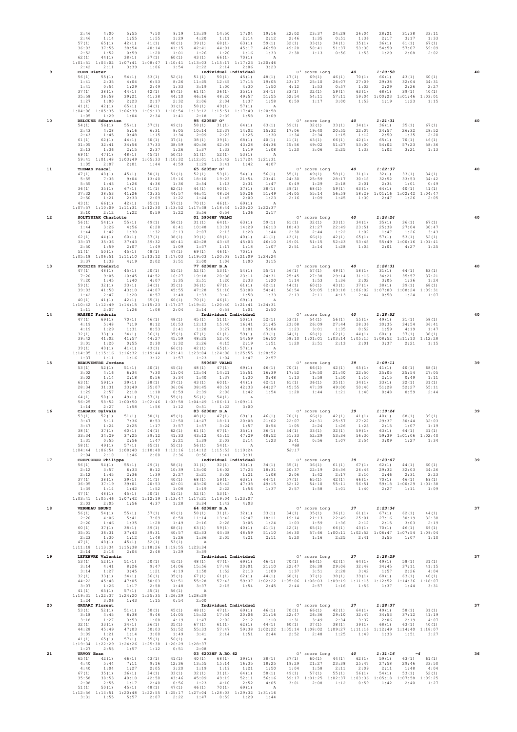```
      2:46     4:00     5:55     7:50     9:19    13:39    14:50    17:04    19:16    22:02    23:37    24:28    26:04    28:21    31:38    33:11
      2:46     1:14     1:55     1:55     1:29     4:20     1:11     2:14     2:12     2:46     1:35     0:51     1:36     2:17     3:17     1:33
     57(1)    65(1)    42(1)    41(1)    40(1)    39(1)    68(1)    63(1)    59(1)    32(1)    33(1)    34(1)    35(1)    36(1)    61(1)    67(1)
     36:03    37:55    38:54    40:14    41:15    42:41    44:01    45:17    46:50    49:28    50:41    51:37    53:30    54:59    57:07    59:09
      2:52     1:52     0:59     1:20     1:01     1:26     1:20     1:16     1:33     2:38     1:13     0:56     1:53     1:29     2:08     2:02
     62(1)    44(1)    38(1)    37(1)    60(1)    43(1)    66(1)    70(1)        A
   1:01:51  1:04:02  1:07:41  1:08:47  1:10:41  1:13:03  1:15:17  1:17:23  1:20:46
      2:42     2:11     3:39     1:06     1:54     2:22     2:14     2:06     3:23
 9    COEN Dieter                                     Individuel Individuel             O' score Long       40      1:20:58                                40
     56(1)    55(1)    54(1)    53(1)    52(1)    51(1)    50(1)    45(1)    48(1)    47(1)    69(1)    46(1)    70(1)    66(1)    43(1)    60(1)
      1:41     2:35     4:04     6:53     8:26    11:45    12:45    17:15    19:05    23:17    25:10    26:07    27:09    29:38    32:04    34:31
      1:41     0:54     1:29     2:49     1:33     3:19     1:00     4:30     1:50     4:12     1:53     0:57     1:02     2:29     2:26     2:27
     37(1)    38(1)    44(1)    62(1)    67(1)    61(1)    36(1)    35(1)    34(1)    33(1)    32(1)    59(1)    63(1)    68(1)    39(1)    40(1)
     35:58    36:58    39:21    41:38    44:10    46:16    48:20    49:57    51:55    52:54    54:11    57:11    59:04  1:00:23  1:01:46  1:03:01
      1:27     1:00     2:23     2:17     2:32     2:06     2:04     1:37     1:58     0:59     1:17     3:00     1:53     1:19     1:23     1:15
     41(1)    42(1)    65(1)    64(1)    31(1)    58(1)    49(1)    57(1)        A
   1:04:06  1:05:35  1:06:39  1:09:13  1:10:54  1:13:12  1:15:51  1:17:49  1:20:58
      1:05     1:29     1:04     2:34     1:41     2:18     2:39     1:58     3:09
10    DELCUSE Sébastien                               95 6205HF O²                      O' score Long       40      1:21:31                                40
     54(1)    56(1)    55(1)    57(1)    49(1)    58(1)    31(1)    64(1)    63(1)    59(1)    32(1)    33(1)    34(1)    36(1)    35(1)    67(1)
      2:43     4:28     5:16     6:31     8:05    10:14    12:37    14:02    15:32    17:06    19:40    20:55    22:07    24:57    26:32    28:52
      2:43     1:45     0:48     1:15     1:34     2:09     2:23     1:25     1:30     1:34     2:34     1:15     1:12     2:50     1:35     2:20
     61(1)    62(1)    44(1)    60(1)    37(1)    38(1)    39(1)    68(1)    40(1)    41(1)    43(1)    66(1)    42(1)    65(1)    70(1)    46(1)
     31:05    32:41    34:56    37:33    38:59    40:36    42:09    43:28    44:36    45:56    49:02    51:27    53:00    54:02    57:23    58:36
      2:13     1:36     2:15     2:37     1:26     1:37     1:33     1:19     1:08     1:20     3:06     2:25     1:33     1:02     3:21     1:13
     69(1)    47(1)    48(1)    45(1)    50(1)    51(1)    52(1)    53(1)        A
     59:41  1:01:48  1:03:49  1:05:33  1:10:32  1:12:01  1:15:42  1:17:24  1:21:31
      1:05     2:07     2:01     1:44     4:59     1:29     3:41     1:42     4:07
11    THOMAS Pascal                                   65 6205HF O²                      O' score Long       40      1:22:37                                40
     47(1)    48(1)    45(1)    50(1)    51(1)    52(1)    53(1)    54(1)    56(1)    55(1)    49(1)    58(1)    31(1)    32(1)    33(1)    34(1)
      5:55     7:38     9:04    13:40    15:16    18:10    19:23    21:54    23:41    24:30    25:59    28:17    30:18    32:52    33:53    34:42
      5:55     1:43     1:26     4:36     1:36     2:54     1:13     2:31     1:47     0:49     1:29     2:18     2:01     2:34     1:01     0:49
     36(1)    35(1)    67(1)    61(1)    62(1)    44(1)    60(1)    37(1)    38(1)    39(1)    68(1)    59(1)    63(1)    64(1)    40(1)    41(1)
     37:32    38:53    41:26    43:35    44:57    46:41    48:26    50:26    51:49    54:05    55:14    56:59    58:29  1:01:16  1:02:42  1:04:47
      2:50     1:21     2:33     2:09     1:22     1:44     1:45     2:00     1:23     2:16     1:09     1:45     1:30     2:47     1:26     2:05
     43(1)    66(1)    42(1)    65(1)    57(1)    70(1)    46(1)    69(1)        A
   1:07:57  1:10:09  1:11:31  1:12:30  1:13:52  1:17:48  1:18:44  1:20:20  1:22:37
      3:10     2:12     1:22     0:59     1:22     3:56     0:56     1:36     2:17
12    SOLTYSIAK Charlotte                             01 5906HF VALMO                   O' score Long       40      1:24:24                                40
     56(1)    54(1)    55(1)    49(1)    58(1)    31(1)    64(1)    63(1)    59(1)    61(1)    32(1)    33(1)    34(1)    35(1)    36(1)    67(1)
      1:44     3:26     4:56     6:28     8:41    10:48    13:01    14:29    16:13    18:43    21:27    22:49    23:51    25:38    27:04    30:47
      1:44     1:42     1:30     1:32     2:13     2:07     2:13     1:28     1:44     2:30     2:44     1:22     1:02     1:47     1:26     3:43
     62(1)    44(1)    60(1)    37(1)    38(1)    39(1)    68(1)    40(1)    41(1)    43(1)    66(1)    42(1)    65(1)    57(1)    53(1)    52(1)
     33:37    35:36    37:43    39:32    40:41    42:28    43:45    45:03    46:10    49:01    51:15    52:43    53:48    55:49  1:00:16  1:01:41
      2:50     1:59     2:07     1:49     1:09     1:47     1:17     1:18     1:07     2:51     2:14     1:28     1:05     2:01     4:27     1:25
     51(1)    50(1)    45(1)    48(1)    47(1)    69(1)    46(1)    70(1)        A
   1:05:18  1:06:51  1:11:10  1:13:12  1:17:03  1:19:03  1:20:09  1:21:09  1:24:24
      3:37     1:33     4:19     2:02     3:51     2:00     1:06     1:00     3:15
13    POIRIEZ Frederic                                77 6208HF B.A                     O' score Long       40      1:24:31                                40
     47(1)    48(1)    45(1)    50(1)    51(1)    52(1)    53(1)    54(1)    55(1)    56(1)    57(1)    49(1)    58(1)    31(1)    64(1)    63(1)
      7:20     9:05    10:45    14:52    16:27    19:18    20:38    23:11    24:31    25:45    27:38    29:14    31:16    34:21    35:57    37:21
      7:20     1:45     1:40     4:07     1:35     2:51     1:20     2:33     1:20     1:14     1:53     1:36     2:02     3:05     1:36     1:24
     59(1)    32(1)    33(1)    34(1)    35(1)    36(1)    67(1)    61(1)    62(1)    44(1)    60(1)    43(1)    37(1)    38(1)    39(1)    68(1)
     39:03    41:50    43:10    44:07    45:55    47:28    51:10    53:08    54:41    56:54    59:05  1:03:18  1:06:02  1:07:00  1:08:24  1:09:31
      1:42     2:47     1:20     0:57     1:48     1:33     3:42     1:58     1:33     2:13     2:11     4:13     2:44     0:58     1:24     1:07
     40(1)    41(1)    42(1)    65(1)    66(1)    70(1)    46(1)    69(1)        A
   1:10:42  1:12:49  1:14:15  1:15:23  1:17:27  1:19:41  1:20:40  1:21:41  1:24:31
      1:11     2:07     1:26     1:08     2:04     2:14     0:59     1:01     2:50
14    MASSET Fréderic                                 Individuel Individuel             O' score Long       40      1:28:52                                40
     47(1)    69(1)    70(1)    46(1)    48(1)    45(1)    51(1)    50(1)    52(1)    53(1)    54(1)    56(1)    55(1)    49(1)    31(1)    58(1)
      4:19     5:48     7:19     8:12    10:53    12:13    15:40    16:41    21:45    23:08    26:09    27:44    28:36    30:35    34:54    36:41
      4:19     1:29     1:31     0:53     2:41     1:20     3:27     1:01     5:04     1:23     3:01     1:35     0:52     1:59     4:19     1:47
     32(1)    33(1)    34(1)    36(1)    35(1)    67(1)    61(1)    59(1)    63(1)    64(1)    68(1)    62(1)    44(1)    60(1)    37(1)    38(1)
     39:42    41:02    41:57    44:27    45:59    48:25    52:40    54:59    56:50    58:10  1:01:01  1:03:14  1:05:15  1:08:52  1:11:13  1:12:28
      3:01     1:20     0:55     2:30     1:32     2:26     4:15     2:19     1:51     1:20     2:51     2:13     2:01     3:37     2:21     1:15
     39(1)    40(1)    41(1)    43(1)    66(1)    42(1)    65(1)    57(1)        A
   1:14:05  1:15:16  1:16:32  1:19:44  1:21:41  1:23:04  1:24:08  1:25:55  1:28:52
      1:37     1:11     1:16     3:12     1:57     1:23     1:04     1:47     2:57
15    BEAUVENTRE Jordane                              5906HF VALMO                      O' score Long       39      1:09:11                                39
     53(1)    52(1)    51(1)    50(1)    45(1)    48(1)    47(1)    69(1)    46(1)    70(1)    66(1)    42(1)    65(1)    41(1)    40(1)    68(1)
      3:02     4:16     6:34     7:30    11:04    12:44    14:21    15:51    16:39    17:52    19:50    21:40    22:50    25:05    25:54    27:05
      3:02     1:14     2:18     0:56     3:34     1:40     1:37     1:30     0:48     1:13     1:58     1:50     1:10     2:15     0:49     1:11
     63(1)    59(1)    39(1)    38(1)    37(1)    43(1)    60(1)    44(1)    62(1)    61(1)    36(1)    35(1)    34(1)    33(1)    32(1)    31(1)
     28:34    31:31    33:49    35:07    36:06    38:45    40:51    42:33    44:27    45:55    47:39    49:00    50:40    51:28    52:27    55:11
      1:29     2:57     2:18     1:18     0:59     2:39     2:06     1:42     1:54     1:28     1:44     1:21     1:40     0:48     0:59     2:44
     64(1)    58(1)    49(1)    57(1)    55(1)    56(1)    54(1)        A
     56:25    58:52  1:00:50  1:02:46  1:03:58  1:04:49  1:06:11  1:09:11
      1:14     2:27     1:58     1:56     1:12     0:51     1:22     3:00
16    CLABAUX Sylvain                                 83 6208HF B.A                     O' score Long       39      1:19:24                                39
     53(1)    52(1)    51(1)    50(1)    45(1)    48(1)    47(1)    69(1)    46(1)    70(1)    66(1)    42(1)    41(1)    40(1)    68(1)    39(1)
      3:47     5:11     7:36     8:53    12:50    14:47    18:11    20:08    21:02    22:07    24:31    25:57    27:22    29:37    30:44    32:03
      3:47     1:24     2:25     1:17     3:57     1:57     3:24     1:57     0:54     1:05     2:24     1:26     1:25     2:15     1:07     1:19
     38(1)    37(1)    60(1)    44(1)    62(1)    61(1)    67(1)    35(1)    36(1)    34(1)    33(1)    32(1)    59(1)    63(1)    64(1)    31(1)
     33:34    34:29    37:25    39:12    41:33    43:12    45:15    47:29    48:52    51:33    52:29    53:36    56:30    59:39  1:01:06  1:02:40
      1:31     0:55     2:56     1:47     2:21     1:39     2:03     2:14     1:23     2:41     0:56     1:07     2:54     3:09     1:27     1:34
     58(1)    49(1)    57(1)    65(1)    55(1)    56(1)    54(1)        A                *68
   1:04:44  1:06:54  1:08:40  1:10:40  1:13:16  1:14:12  1:15:53  1:19:24                58:17
      2:04     2:10     1:46     2:00     2:36     0:56     1:41     3:31
17    CREFCOEUR Philippe                              Individuel Individuel             O' score Long       39      1:23:07                                39
     56(1)    54(1)    55(1)    49(1)    58(1)    31(1)    32(1)    33(1)    34(1)    35(1)    36(1)    61(1)    67(1)    62(1)    44(1)    60(1)
      2:12     3:57     6:33     8:12    10:39    13:00    16:02    17:23    18:31    20:37    22:19    24:36    26:46    29:32    32:03    34:26
      2:12     1:45     2:36     1:39     2:27     2:21     3:02     1:21     1:08     2:06     1:42     2:17     2:10     2:46     2:31     2:23
     37(1)    38(1)    39(1)    41(1)    40(1)    68(1)    59(1)    63(1)    64(1)    57(1)    65(1)    42(1)    66(1)    70(1)    46(1)    69(1)
     36:05    37:19    39:01    40:53    42:01    43:20    45:42    47:38    49:15    52:12    54:10    55:11    56:51    59:18  1:00:29  1:01:38
      1:39     1:14     1:42     1:52     1:08     1:19     2:22     1:56     1:37     2:57     1:58     1:01     1:40     2:27     1:11     1:09
     47(1)    48(1)    45(1)    50(1)    51(1)    52(1)    53(1)        A
   1:03:41  1:05:46  1:07:42  1:12:19  1:13:47  1:17:21  1:19:04  1:23:07
      2:03     2:05     1:56     4:37     1:28     3:34     1:43     4:03
18    VERNEAU BRUNO                                   64 6208HF B.A                     O' score Long       37      1:23:34                                37
     56(1)    54(1)    55(1)    57(1)    49(1)    58(1)    31(1)    32(1)    33(1)    34(1)    35(1)    36(1)    61(1)    67(1)    62(1)    44(1)
      2:20     4:06     5:41     7:09     8:58    11:14    13:42    16:47    18:11    19:14    21:13    22:49    25:01    27:16    30:19    32:38
      2:20     1:46     1:35     1:28     1:49     2:16     2:28     3:05     1:24     1:03     1:59     1:36     2:12     2:15     3:03     2:19
     60(1)    37(1)    38(1)    39(1)    68(1)    63(1)    59(1)    40(1)    41(1)    42(1)    65(1)    66(1)    43(1)    70(1)    46(1)    69(1)
     35:01    36:31    37:43    39:31    40:57    42:33    44:38    48:59    51:10    56:30    57:46  1:00:11  1:02:52  1:06:47  1:07:54  1:09:04
      2:23     1:30     1:12     1:48     1:26     1:36     2:05     4:21     2:11     5:20     1:16     2:25     2:41     3:55     1:07     1:10
     47(1)    48(1)    45(1)    52(1)    53(1)        A
   1:11:18  1:13:34  1:15:38  1:18:26  1:19:55  1:23:34
      2:14     2:16     2:04     2:48     1:29     3:39
19    LEFEBVRE Valentin                               Individuel Individuel             O' score Long       37      1:28:29                                37
     53(1)    52(1)    51(1)    50(1)    45(1)    48(1)    47(1)    69(1)    46(1)    70(1)    66(1)    42(1)    64(1)    49(1)    58(1)    31(1)
      3:14     4:41     8:26     9:47    14:06    15:56    17:48    20:01    21:10    22:47    26:38    29:06    32:48    34:45    37:11    41:15
      3:14     1:27     3:45     1:21     4:19     1:50     1:52     2:13     1:09     1:37     3:51     2:28     3:42     1:57     2:26     4:04
     32(1)    33(1)    34(1)    36(1)    35(1)    67(1)    61(1)    62(1)    44(1)    60(1)    37(1)    38(1)    39(1)    68(1)    63(1)    40(1)
     44:22    45:48    47:05    50:03    51:51    55:28    57:43    59:37  1:02:22  1:05:06  1:08:03  1:09:19  1:11:15  1:12:52  1:14:36  1:18:07
      3:07     1:26     1:17     2:58     1:48     3:37     2:15     1:54     2:45     2:44     2:57     1:16     1:56     1:37     1:44     3:31
     41(1)    65(1)    57(1)    55(1)    56(1)        A
   1:19:31  1:22:37  1:24:20  1:25:35  1:26:29  1:28:29
      1:24     3:06     1:43     1:15     0:54     2:00
20    GRUART Florent                                  Individuel Individuel             O' score Long       37      1:28:37                                37
     53(1)    52(1)    51(1)    50(1)    45(1)    48(1)    47(1)    69(1)    46(1)    70(1)    66(1)    42(1)    64(1)    49(1)    58(1)    31(1)
      3:18     4:45     8:38     9:46    14:05    15:52    17:54    20:06    21:16    22:47    26:36    29:10    32:47    34:53    37:12    41:19
      3:18     1:27     3:53     1:08     4:19     1:47     2:02     2:12     1:10     1:31     3:49     2:34     3:37     2:06     2:19     4:07
     32(1)    33(1)    34(1)    36(1)    35(1)    67(1)    61(1)    62(1)    44(1)    60(1)    37(1)    38(1)    39(1)    68(1)    63(1)    40(1)
     44:28    45:49    47:03    50:03    51:52    55:33    57:47    59:38  1:02:22  1:05:14  1:08:02  1:09:27  1:11:16  1:12:49  1:14:40  1:18:07
      3:09     1:21     1:14     3:00     1:49     3:41     2:14     1:51     2:44     2:52     2:48     1:25     1:49     1:33     1:51     3:27
     41(1)    65(1)    57(1)    55(1)    56(1)        A
   1:19:34  1:22:29  1:24:26  1:25:38  1:26:29  1:28:37
      1:27     2:55     1:57     1:12     0:51     2:08
21    URVOY Ewan                                      03 6203HF A.RO.62                 O' score Long       40      1:31:16        -4                      36
     65(1)    42(1)    66(1)    43(1)    41(1)    40(1)    68(1)    39(1)    38(1)    37(1)    60(1)    44(1)    62(1)    59(1)    63(1)    61(1)
      4:40     5:44     7:11     9:16    12:36    13:55    15:14    16:35    18:25    19:29    21:27    23:38    25:47    27:58    29:46    33:50
      4:40     1:04     1:27     2:05     3:20     1:19     1:19     1:21     1:50     1:04     1:58     2:11     2:09     2:11     1:48     4:04
     67(1)    35(1)    36(1)    34(1)    33(1)    32(1)    31(1)    64(1)    58(1)    49(1)    57(1)    55(1)    56(1)    54(1)    53(1)    52(1)
     35:58    38:53    40:10    42:50    43:46    45:09    49:19    52:11    56:16    59:17  1:01:25  1:02:37  1:03:36  1:05:18  1:07:58  1:09:25
      2:08     2:55     1:17     2:40     0:56     1:23     4:10     2:52     4:05     3:01     2:08     1:12     0:59     1:42     2:40     1:27
     51(1)    50(1)    45(1)    48(1)    47(1)    46(1)    70(1)    69(1)        A
   1:12:56  1:14:51  1:20:48  1:22:55  1:25:17  1:27:04  1:28:03  1:29:32  1:31:16
      3:31     1:55     5:57     2:07     2:22     1:47     0:59     1:29     1:44
```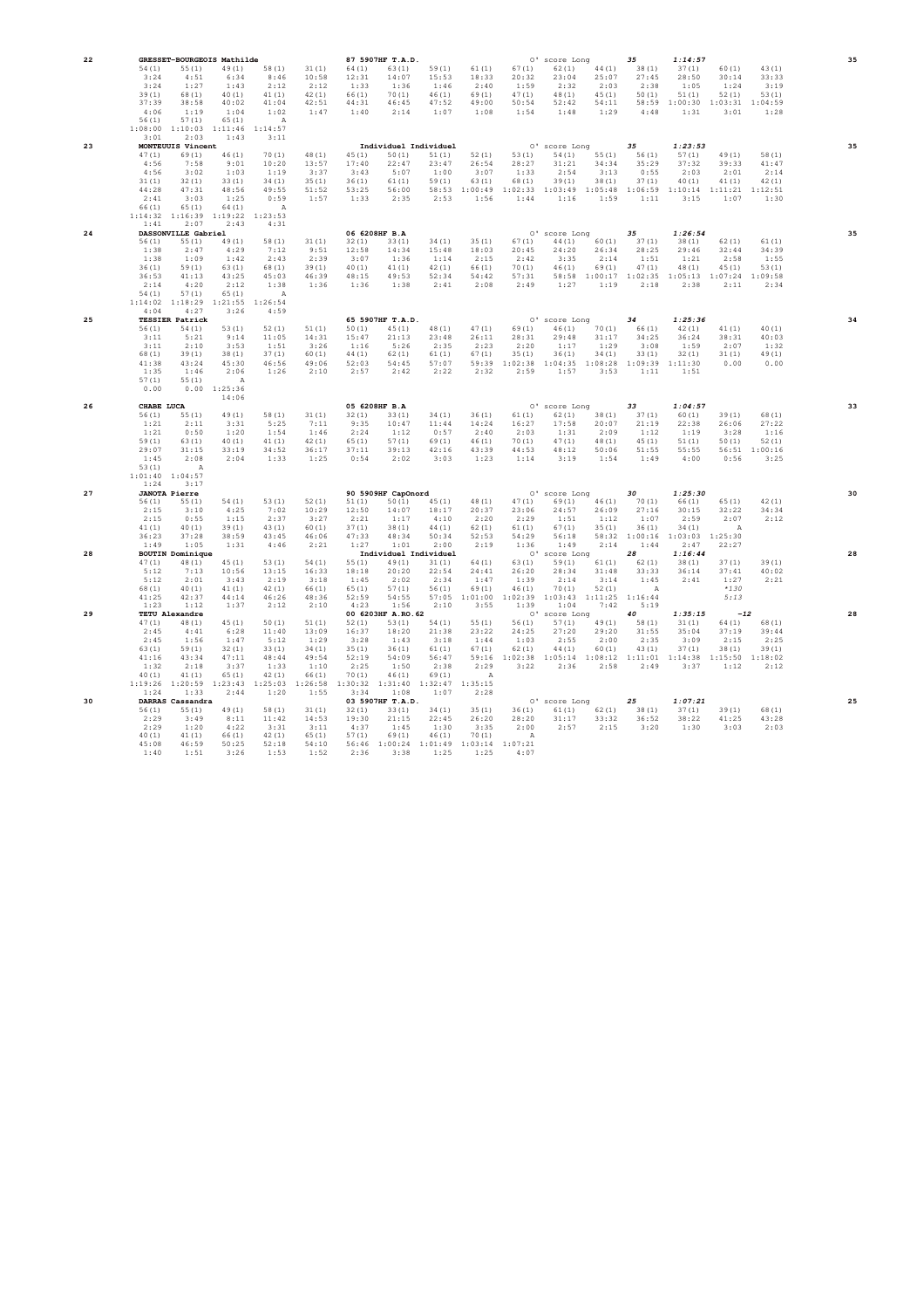```
22  GRESSET-BOURGEOIS Mathilde        87 5907HF T.A.D.                O' score Long    35    1:14:57                      35
    54(1)   55(1)   49(1)   58(1)   31(1)   64(1)   63(1)   59(1)   61(1)   67(1)   62(1)   44(1)   38(1)   37(1)   60(1)   43(1)
     3:24    4:51    6:34    8:46   10:58   12:31   14:07   15:53   18:33   20:32   23:04   25:07   27:45   28:50   30:14   33:33
     3:24    1:27    1:43    2:12    2:12    1:33    1:36    1:46    2:40    1:59    2:32    2:03    2:38    1:05    1:24    3:19
    39(1)   68(1)   40(1)   41(1)   42(1)   66(1)   70(1)   46(1)   69(1)   47(1)   48(1)   45(1)   50(1)   51(1)   52(1)   53(1)
    37:39   38:58   40:02   41:04   42:51   44:31   46:45   47:52   49:00   50:54   52:42   54:11   58:59 1:00:30 1:03:31 1:04:59
     4:06    1:19    1:04    1:02    1:47    1:40    2:14    1:07    1:08    1:54    1:48    1:29    4:48    1:31    3:01    1:28
    56(1)   57(1)   65(1)       A
  1:08:00 1:10:03 1:11:46 1:14:57
     3:01    2:03    1:43    3:11
23  MONTEUUIS Vincent                 Individuel Individuel           O' score Long    35    1:23:53                      35
    47(1)   69(1)   46(1)   70(1)   48(1)   45(1)   50(1)   51(1)   52(1)   53(1)   54(1)   55(1)   56(1)   57(1)   49(1)   58(1)
     4:56    7:58    9:01   10:20   13:57   17:40   22:47   23:47   26:54   28:27   31:21   34:34   35:29   37:32   39:33   41:47
     4:56    3:02    1:03    1:19    3:37    3:43    5:07    1:00    3:07    1:33    2:54    3:13    0:55    2:03    2:01    2:14
    31(1)   32(1)   33(1)   34(1)   35(1)   36(1)   61(1)   59(1)   63(1)   68(1)   39(1)   38(1)   37(1)   40(1)   41(1)   42(1)
    44:28   47:31   48:56   49:55   51:52   53:25   56:00   58:53 1:00:49 1:02:33 1:03:49 1:05:48 1:06:59 1:10:14 1:11:21 1:12:51
     2:41    3:03    1:25    0:59    1:57    1:33    2:35    2:53    1:56    1:44    1:16    1:59    1:11    3:15    1:07    1:30
    66(1)   65(1)   64(1)       A
  1:14:32 1:16:39 1:19:22 1:23:53
     1:41    2:07    2:43    4:31
24  DASSONVILLE Gabriel               06 6208HF B.A                   O' score Long    35    1:26:54                      35
    56(1)   55(1)   49(1)   58(1)   31(1)   32(1)   33(1)   34(1)   35(1)   67(1)   44(1)   60(1)   37(1)   38(1)   62(1)   61(1)
     1:38    2:47    4:29    7:12    9:51   12:58   14:34   15:48   18:03   20:45   24:20   26:34   28:25   29:46   32:44   34:39
     1:38    1:09    1:42    2:43    2:39    3:07    1:36    1:14    2:15    2:42    3:35    2:14    1:51    1:21    2:58    1:55
    36(1)   59(1)   63(1)   68(1)   39(1)   40(1)   41(1)   42(1)   66(1)   70(1)   46(1)   69(1)   47(1)   48(1)   45(1)   53(1)
    36:53   41:13   43:25   45:03   46:39   48:15   49:53   52:34   54:42   57:31   58:58 1:00:17 1:02:35 1:05:13 1:07:24 1:09:58
     2:14    4:20    2:12    1:38    1:36    1:36    1:38    2:41    2:08    2:49    1:27    1:19    2:18    2:38    2:11    2:34
    54(1)   57(1)   65(1)       A
  1:14:02 1:18:29 1:21:55 1:26:54
     4:04    4:27    3:26    4:59
25  TESSIER Patrick                   65 5907HF T.A.D.                O' score Long    34    1:25:36                      34
    56(1)   54(1)   53(1)   52(1)   51(1)   50(1)   45(1)   48(1)   47(1)   69(1)   46(1)   70(1)   66(1)   42(1)   41(1)   40(1)
     3:11    5:21    9:14   11:05   14:31   15:47   21:13   23:48   26:11   28:31   29:48   31:17   34:25   36:24   38:31   40:03
     3:11    2:10    3:53    1:51    3:26    1:16    5:26    2:35    2:23    2:20    1:17    1:29    3:08    1:59    2:07    1:32
    68(1)   39(1)   38(1)   37(1)   60(1)   44(1)   62(1)   61(1)   67(1)   35(1)   36(1)   34(1)   33(1)   32(1)   31(1)   49(1)
    41:38   43:24   45:30   46:56   49:06   52:03   54:45   57:07   59:39 1:02:38 1:04:35 1:08:28 1:09:39 1:11:30    0.00    0.00
     1:35    1:46    2:06    1:26    2:10    2:57    2:42    2:22    2:32    2:59    1:57    3:53    1:11    1:51
    57(1)   55(1)       A
     0.00    0.00 1:25:36
                    14:06
26  CHABE LUCA                        05 6208HF B.A                   O' score Long    33    1:04:57                      33
    56(1)   55(1)   49(1)   58(1)   31(1)   32(1)   33(1)   34(1)   36(1)   61(1)   62(1)   38(1)   37(1)   60(1)   39(1)   68(1)
     1:21    2:11    3:31    5:25    7:11    9:35   10:47   11:44   14:24   16:27   17:58   20:07   21:19   22:38   26:06   27:22
     1:21    0:50    1:20    1:54    1:46    2:24    1:12    0:57    2:40    2:03    1:31    2:09    1:12    1:19    3:28    1:16
    59(1)   63(1)   40(1)   41(1)   42(1)   65(1)   57(1)   69(1)   46(1)   70(1)   47(1)   48(1)   45(1)   51(1)   50(1)   52(1)
    29:07   31:15   33:19   34:52   36:17   37:11   39:13   42:16   43:39   44:53   48:12   50:06   51:55   55:55   56:51 1:00:16
     1:45    2:08    2:04    1:33    1:25    0:54    2:02    3:03    1:23    1:14    3:19    1:54    1:49    4:00    0:56    3:25
    53(1)       A
  1:01:40 1:04:57
     1:24    3:17
27  JANOTA Pierre                     90 5909HF CapOnord              O' score Long    30    1:25:30                      30
    56(1)   55(1)   54(1)   53(1)   52(1)   51(1)   50(1)   45(1)   48(1)   47(1)   69(1)   46(1)   70(1)   66(1)   65(1)   42(1)
     2:15    3:10    4:25    7:02   10:29   12:50   14:07   18:17   20:37   23:06   24:57   26:09   27:16   30:15   32:22   34:34
     2:15    0:55    1:15    2:37    3:27    2:21    1:17    4:10    2:20    2:29    1:51    1:12    1:07    2:59    2:07    2:12
    41(1)   40(1)   39(1)   43(1)   60(1)   37(1)   38(1)   44(1)   62(1)   61(1)   67(1)   35(1)   36(1)   34(1)       A
    36:23   37:28   38:59   43:45   46:06   47:33   48:34   50:34   52:53   54:29   56:18   58:32 1:00:16 1:03:03 1:25:30
     1:49    1:05    1:31    4:46    2:21    1:27    1:01    2:00    2:19    1:36    1:49    2:14    1:44    2:47   22:27
28  BOUTIN Dominique                  Individuel Individuel           O' score Long    28    1:16:44                      28
    47(1)   48(1)   45(1)   53(1)   54(1)   55(1)   49(1)   31(1)   64(1)   63(1)   59(1)   61(1)   62(1)   38(1)   37(1)   39(1)
     5:12    7:13   10:56   13:15   16:33   18:18   20:20   22:54   24:41   26:20   28:34   31:48   33:33   36:14   37:41   40:02
     5:12    2:01    3:43    2:19    3:18    1:45    2:02    2:34    1:47    1:39    2:14    3:14    1:45    2:41    1:27    2:21
    68(1)   40(1)   41(1)   42(1)   66(1)   65(1)   57(1)   56(1)   69(1)   46(1)   70(1)   52(1)       A            *130
    41:25   42:37   44:14   46:26   48:36   52:59   54:55   57:05 1:01:00 1:02:39 1:03:43 1:11:25 1:16:44            5:13
     1:23    1:12    1:37    2:12    2:10    4:23    1:56    2:10    3:55    1:39    1:04    7:42    5:19
29  TETU Alexandre                    00 6203HF A.RO.62               O' score Long    40    1:35:15    -12               28
    47(1)   48(1)   45(1)   50(1)   51(1)   52(1)   53(1)   54(1)   55(1)   56(1)   57(1)   49(1)   58(1)   31(1)   64(1)   68(1)
     2:45    4:41    6:28   11:40   13:09   16:37   18:20   21:38   23:22   24:25   27:20   29:20   31:55   35:04   37:19   39:44
     2:45    1:56    1:47    5:12    1:29    3:28    1:43    3:18    1:44    1:03    2:55    2:00    2:35    3:09    2:15    2:25
    63(1)   59(1)   32(1)   33(1)   34(1)   35(1)   36(1)   61(1)   67(1)   62(1)   44(1)   60(1)   43(1)   37(1)   38(1)   39(1)
    41:16   43:34   47:11   48:44   49:54   52:19   54:09   56:47   59:16 1:02:38 1:05:14 1:08:12 1:11:01 1:14:38 1:15:50 1:18:02
     1:32    2:18    3:37    1:33    1:10    2:25    1:50    2:38    2:29    3:22    2:36    2:58    2:49    3:37    1:12    2:12
    40(1)   41(1)   65(1)   42(1)   66(1)   70(1)   46(1)   69(1)       A
  1:19:26 1:20:59 1:23:43 1:25:03 1:26:58 1:30:32 1:31:40 1:32:47 1:35:15
     1:24    1:33    2:44    1:20    1:55    3:34    1:08    1:07    2:28
30  DARRAS Cassandra                  03 5907HF T.A.D.                O' score Long    25    1:07:21                      25
    56(1)   55(1)   49(1)   58(1)   31(1)   32(1)   33(1)   34(1)   35(1)   36(1)   61(1)   62(1)   38(1)   37(1)   39(1)   68(1)
     2:29    3:49    8:11   11:42   14:53   19:30   21:15   22:45   26:20   28:20   31:17   33:32   36:52   38:22   41:25   43:28
     2:29    1:20    4:22    3:31    3:11    4:37    1:45    1:30    3:35    2:00    2:57    2:15    3:20    1:30    3:03    2:03
    40(1)   41(1)   66(1)   42(1)   65(1)   57(1)   69(1)   46(1)   70(1)       A
    45:08   46:59   50:25   52:18   54:10   56:46 1:00:24 1:01:49 1:03:14 1:07:21
     1:40    1:51    3:26    1:53    1:52    2:36    3:38    1:25    1:25    4:07
```